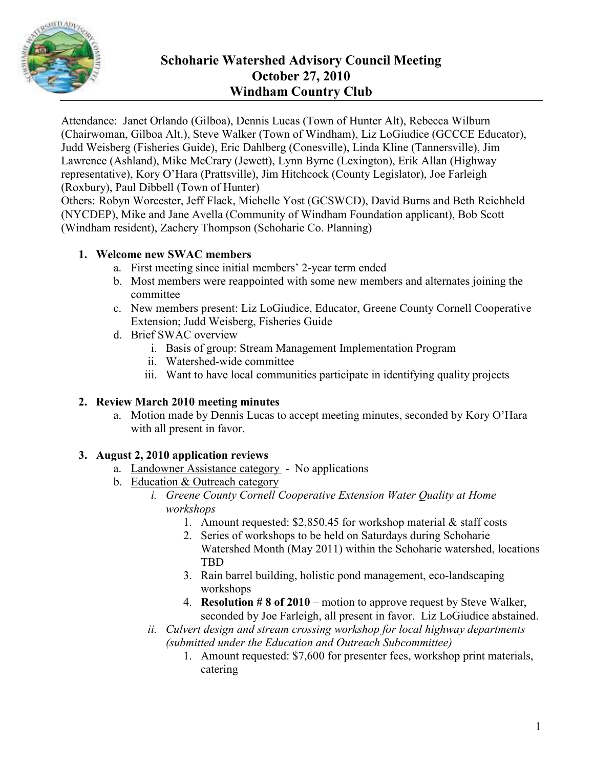# Schoharie Watershed Advisory Council Meeting
## October 27, 2010
## Windham Country Club

Attendance: Janet Orlando (Gilboa), Dennis Lucas (Town of Hunter Alt), Rebecca Wilburn (Chairwoman, Gilboa Alt.), Steve Walker (Town of Windham), Liz LoGiudice (GCCCE Educator), Judd Weisberg (Fisheries Guide), Eric Dahlberg (Conesville), Linda Kline (Tannersville), Jim Lawrence (Ashland), Mike McCrary (Jewett), Lynn Byrne (Lexington), Erik Allan (Highway representative), Kory O'Hara (Prattsville), Jim Hitchcock (County Legislator), Joe Farleigh (Roxbury), Paul Dibbell (Town of Hunter)
Others: Robyn Worcester, Jeff Flack, Michelle Yost (GCSWCD), David Burns and Beth Reichheld (NYCDEP), Mike and Jane Avella (Community of Windham Foundation applicant), Bob Scott (Windham resident), Zachery Thompson (Schoharie Co. Planning)

1. **Welcome new SWAC members**
   a. First meeting since initial members' 2-year term ended
   b. Most members were reappointed with some new members and alternates joining the committee
   c. New members present: Liz LoGiudice, Educator, Greene County Cornell Cooperative Extension; Judd Weisberg, Fisheries Guide
   d. Brief SWAC overview
      i. Basis of group: Stream Management Implementation Program
      ii. Watershed-wide committee
      iii. Want to have local communities participate in identifying quality projects

2. **Review March 2010 meeting minutes**
   a. Motion made by Dennis Lucas to accept meeting minutes, seconded by Kory O'Hara with all present in favor.

3. **August 2, 2010 application reviews**
   a. <u>Landowner Assistance category</u> - No applications
   b. <u>Education & Outreach category</u>
      i. *Greene County Cornell Cooperative Extension Water Quality at Home workshops*
         1. Amount requested: $2,850.45 for workshop material & staff costs
         2. Series of workshops to be held on Saturdays during Schoharie Watershed Month (May 2011) within the Schoharie watershed, locations TBD
         3. Rain barrel building, holistic pond management, eco-landscaping workshops
         4. **Resolution # 8 of 2010** – motion to approve request by Steve Walker, seconded by Joe Farleigh, all present in favor. Liz LoGiudice abstained.
      ii. *Culvert design and stream crossing workshop for local highway departments (submitted under the Education and Outreach Subcommittee)*
         1. Amount requested: $7,600 for presenter fees, workshop print materials, catering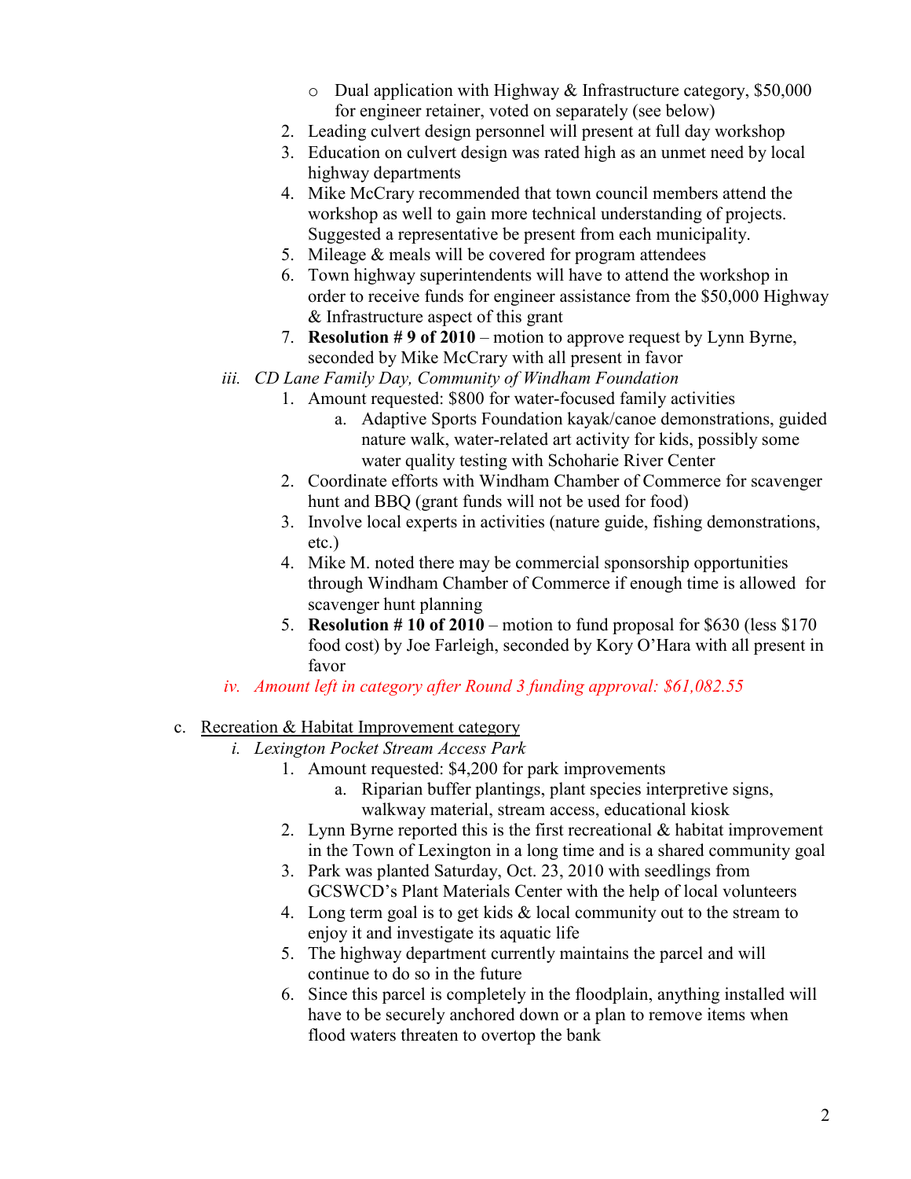- Dual application with Highway & Infrastructure category, $50,000 for engineer retainer, voted on separately (see below)

2. Leading culvert design personnel will present at full day workshop
3. Education on culvert design was rated high as an unmet need by local highway departments
4. Mike McCrary recommended that town council members attend the workshop as well to gain more technical understanding of projects. Suggested a representative be present from each municipality.
5. Mileage & meals will be covered for program attendees
6. Town highway superintendents will have to attend the workshop in order to receive funds for engineer assistance from the $50,000 Highway & Infrastructure aspect of this grant
7. **Resolution # 9 of 2010** – motion to approve request by Lynn Byrne, seconded by Mike McCrary with all present in favor

iii. *CD Lane Family Day, Community of Windham Foundation*

1. Amount requested: $800 for water-focused family activities
   a. Adaptive Sports Foundation kayak/canoe demonstrations, guided nature walk, water-related art activity for kids, possibly some water quality testing with Schoharie River Center
2. Coordinate efforts with Windham Chamber of Commerce for scavenger hunt and BBQ (grant funds will not be used for food)
3. Involve local experts in activities (nature guide, fishing demonstrations, etc.)
4. Mike M. noted there may be commercial sponsorship opportunities through Windham Chamber of Commerce if enough time is allowed for scavenger hunt planning
5. **Resolution # 10 of 2010** – motion to fund proposal for $630 (less $170 food cost) by Joe Farleigh, seconded by Kory O'Hara with all present in favor

iv. *Amount left in category after Round 3 funding approval: $61,082.55*

c. Recreation & Habitat Improvement category

i. *Lexington Pocket Stream Access Park*

1. Amount requested: $4,200 for park improvements
   a. Riparian buffer plantings, plant species interpretive signs, walkway material, stream access, educational kiosk
2. Lynn Byrne reported this is the first recreational & habitat improvement in the Town of Lexington in a long time and is a shared community goal
3. Park was planted Saturday, Oct. 23, 2010 with seedlings from GCSWCD's Plant Materials Center with the help of local volunteers
4. Long term goal is to get kids & local community out to the stream to enjoy it and investigate its aquatic life
5. The highway department currently maintains the parcel and will continue to do so in the future
6. Since this parcel is completely in the floodplain, anything installed will have to be securely anchored down or a plan to remove items when flood waters threaten to overtop the bank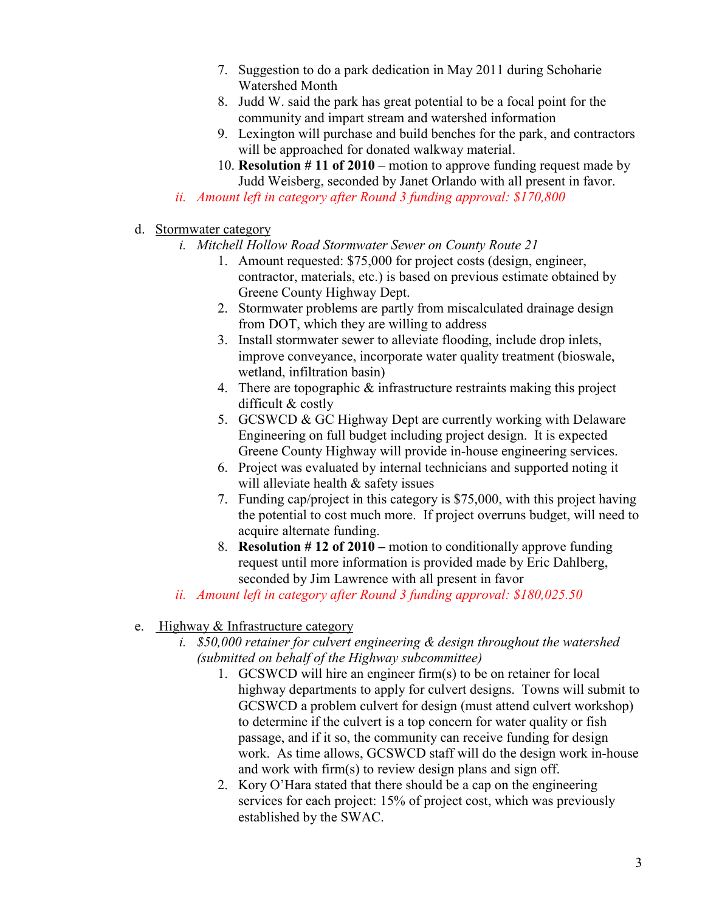7. Suggestion to do a park dedication in May 2011 during Schoharie Watershed Month
8. Judd W. said the park has great potential to be a focal point for the community and impart stream and watershed information
9. Lexington will purchase and build benches for the park, and contractors will be approached for donated walkway material.
10. **Resolution # 11 of 2010** – motion to approve funding request made by Judd Weisberg, seconded by Janet Orlando with all present in favor.

ii. *Amount left in category after Round 3 funding approval: $170,800*

d. <u>Stormwater category</u>

i. *Mitchell Hollow Road Stormwater Sewer on County Route 21*

1. Amount requested: $75,000 for project costs (design, engineer, contractor, materials, etc.) is based on previous estimate obtained by Greene County Highway Dept.
2. Stormwater problems are partly from miscalculated drainage design from DOT, which they are willing to address
3. Install stormwater sewer to alleviate flooding, include drop inlets, improve conveyance, incorporate water quality treatment (bioswale, wetland, infiltration basin)
4. There are topographic & infrastructure restraints making this project difficult & costly
5. GCSWCD & GC Highway Dept are currently working with Delaware Engineering on full budget including project design. It is expected Greene County Highway will provide in-house engineering services.
6. Project was evaluated by internal technicians and supported noting it will alleviate health & safety issues
7. Funding cap/project in this category is $75,000, with this project having the potential to cost much more. If project overruns budget, will need to acquire alternate funding.
8. **Resolution # 12 of 2010 –** motion to conditionally approve funding request until more information is provided made by Eric Dahlberg, seconded by Jim Lawrence with all present in favor

ii. *Amount left in category after Round 3 funding approval: $180,025.50*

e. <u>Highway & Infrastructure category</u>

i. *$50,000 retainer for culvert engineering & design throughout the watershed (submitted on behalf of the Highway subcommittee)*

1. GCSWCD will hire an engineer firm(s) to be on retainer for local highway departments to apply for culvert designs. Towns will submit to GCSWCD a problem culvert for design (must attend culvert workshop) to determine if the culvert is a top concern for water quality or fish passage, and if it so, the community can receive funding for design work. As time allows, GCSWCD staff will do the design work in-house and work with firm(s) to review design plans and sign off.
2. Kory O'Hara stated that there should be a cap on the engineering services for each project: 15% of project cost, which was previously established by the SWAC.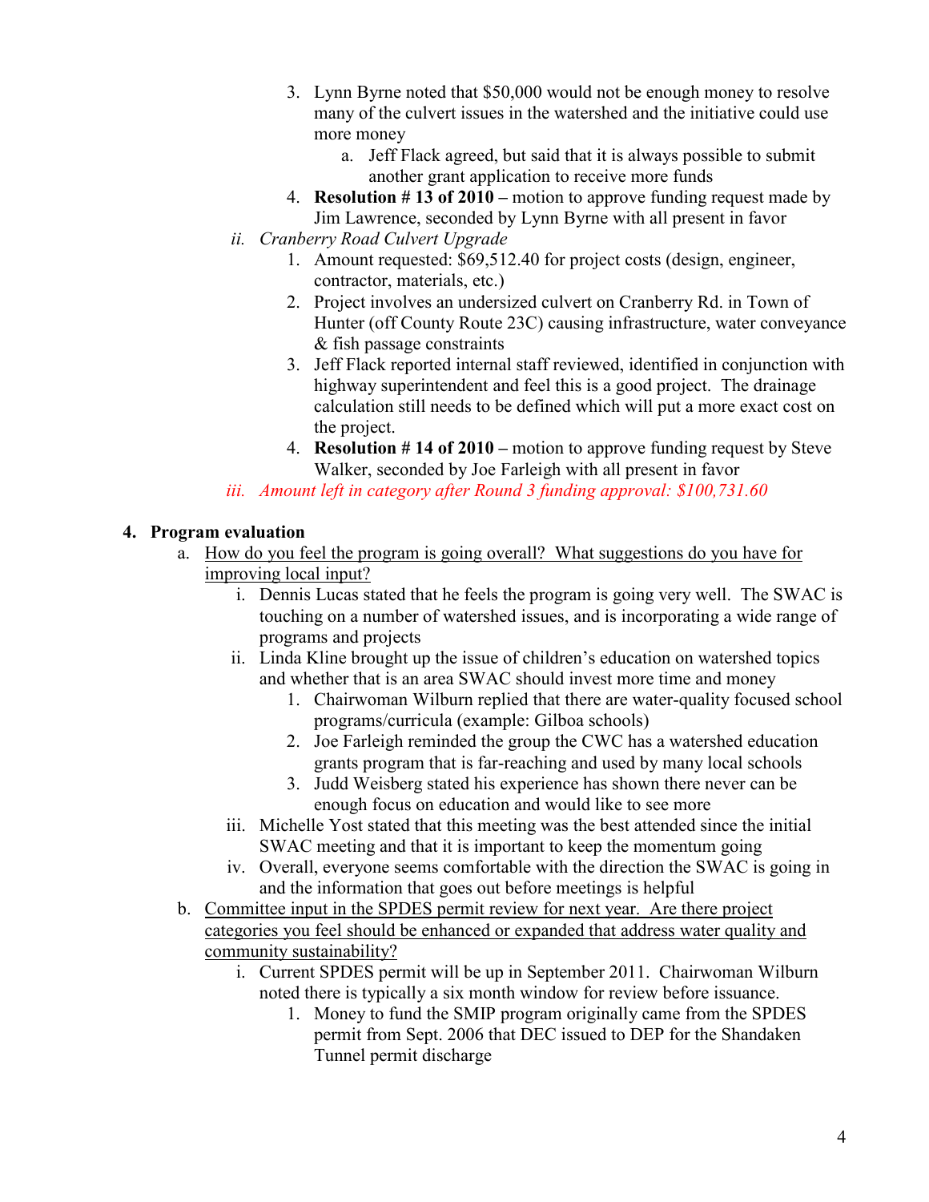3. Lynn Byrne noted that $50,000 would not be enough money to resolve many of the culvert issues in the watershed and the initiative could use more money
    a. Jeff Flack agreed, but said that it is always possible to submit another grant application to receive more funds
4. **Resolution # 13 of 2010 –** motion to approve funding request made by Jim Lawrence, seconded by Lynn Byrne with all present in favor

ii. *Cranberry Road Culvert Upgrade*

1. Amount requested: $69,512.40 for project costs (design, engineer, contractor, materials, etc.)
2. Project involves an undersized culvert on Cranberry Rd. in Town of Hunter (off County Route 23C) causing infrastructure, water conveyance & fish passage constraints
3. Jeff Flack reported internal staff reviewed, identified in conjunction with highway superintendent and feel this is a good project. The drainage calculation still needs to be defined which will put a more exact cost on the project.
4. **Resolution # 14 of 2010 –** motion to approve funding request by Steve Walker, seconded by Joe Farleigh with all present in favor

iii. *Amount left in category after Round 3 funding approval: $100,731.60*

**4. Program evaluation**

a. How do you feel the program is going overall? What suggestions do you have for improving local input?

i. Dennis Lucas stated that he feels the program is going very well. The SWAC is touching on a number of watershed issues, and is incorporating a wide range of programs and projects

ii. Linda Kline brought up the issue of children's education on watershed topics and whether that is an area SWAC should invest more time and money

1. Chairwoman Wilburn replied that there are water-quality focused school programs/curricula (example: Gilboa schools)
2. Joe Farleigh reminded the group the CWC has a watershed education grants program that is far-reaching and used by many local schools
3. Judd Weisberg stated his experience has shown there never can be enough focus on education and would like to see more

iii. Michelle Yost stated that this meeting was the best attended since the initial SWAC meeting and that it is important to keep the momentum going

iv. Overall, everyone seems comfortable with the direction the SWAC is going in and the information that goes out before meetings is helpful

b. Committee input in the SPDES permit review for next year. Are there project categories you feel should be enhanced or expanded that address water quality and community sustainability?

i. Current SPDES permit will be up in September 2011. Chairwoman Wilburn noted there is typically a six month window for review before issuance.

1. Money to fund the SMIP program originally came from the SPDES permit from Sept. 2006 that DEC issued to DEP for the Shandaken Tunnel permit discharge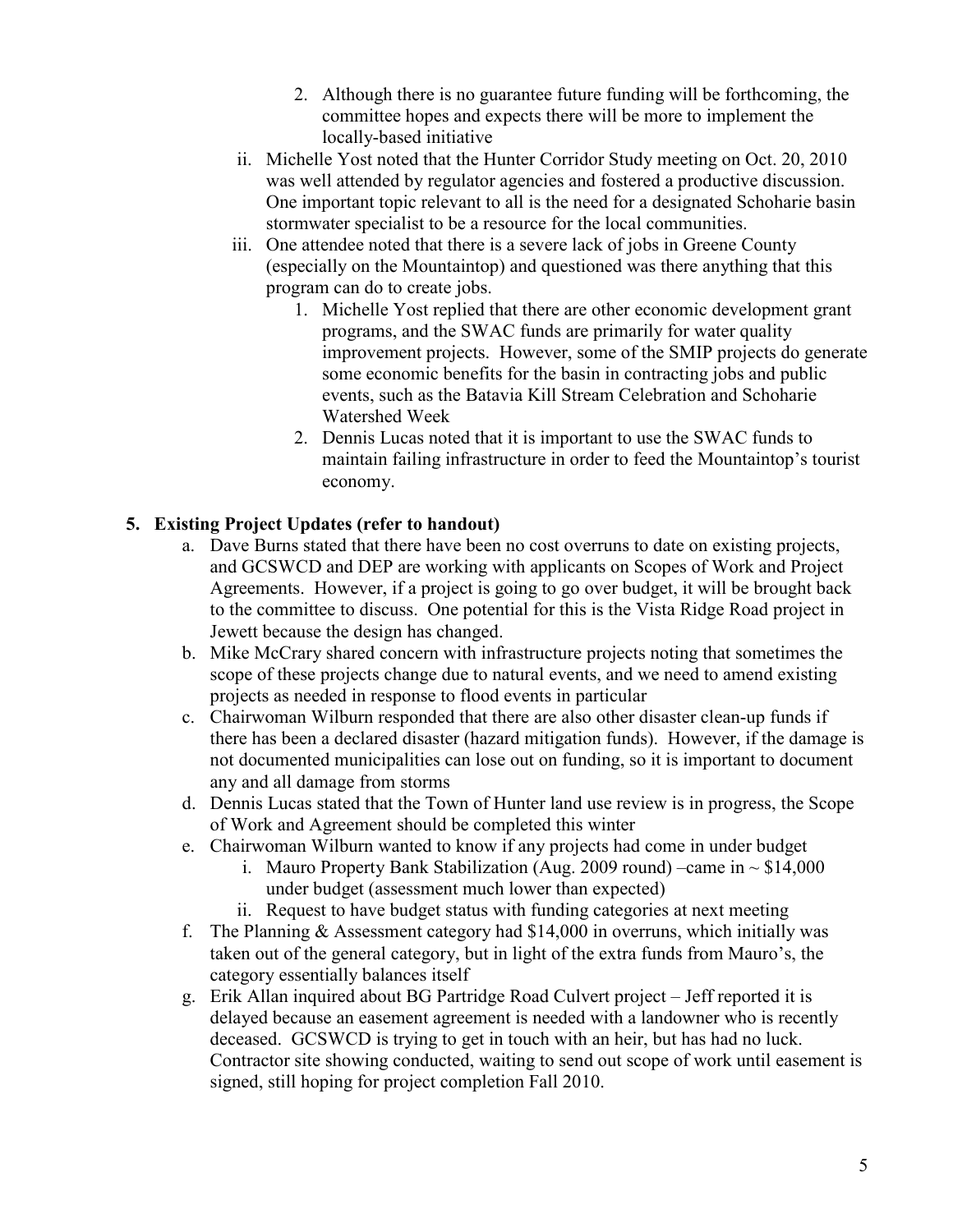2. Although there is no guarantee future funding will be forthcoming, the committee hopes and expects there will be more to implement the locally-based initiative

ii. Michelle Yost noted that the Hunter Corridor Study meeting on Oct. 20, 2010 was well attended by regulator agencies and fostered a productive discussion. One important topic relevant to all is the need for a designated Schoharie basin stormwater specialist to be a resource for the local communities.

iii. One attendee noted that there is a severe lack of jobs in Greene County (especially on the Mountaintop) and questioned was there anything that this program can do to create jobs.

1. Michelle Yost replied that there are other economic development grant programs, and the SWAC funds are primarily for water quality improvement projects. However, some of the SMIP projects do generate some economic benefits for the basin in contracting jobs and public events, such as the Batavia Kill Stream Celebration and Schoharie Watershed Week
2. Dennis Lucas noted that it is important to use the SWAC funds to maintain failing infrastructure in order to feed the Mountaintop's tourist economy.

**5. Existing Project Updates (refer to handout)**

a. Dave Burns stated that there have been no cost overruns to date on existing projects, and GCSWCD and DEP are working with applicants on Scopes of Work and Project Agreements. However, if a project is going to go over budget, it will be brought back to the committee to discuss. One potential for this is the Vista Ridge Road project in Jewett because the design has changed.

b. Mike McCrary shared concern with infrastructure projects noting that sometimes the scope of these projects change due to natural events, and we need to amend existing projects as needed in response to flood events in particular

c. Chairwoman Wilburn responded that there are also other disaster clean-up funds if there has been a declared disaster (hazard mitigation funds). However, if the damage is not documented municipalities can lose out on funding, so it is important to document any and all damage from storms

d. Dennis Lucas stated that the Town of Hunter land use review is in progress, the Scope of Work and Agreement should be completed this winter

e. Chairwoman Wilburn wanted to know if any projects had come in under budget

i. Mauro Property Bank Stabilization (Aug. 2009 round) –came in ~ $14,000 under budget (assessment much lower than expected)

ii. Request to have budget status with funding categories at next meeting

f. The Planning & Assessment category had $14,000 in overruns, which initially was taken out of the general category, but in light of the extra funds from Mauro's, the category essentially balances itself

g. Erik Allan inquired about BG Partridge Road Culvert project – Jeff reported it is delayed because an easement agreement is needed with a landowner who is recently deceased. GCSWCD is trying to get in touch with an heir, but has had no luck. Contractor site showing conducted, waiting to send out scope of work until easement is signed, still hoping for project completion Fall 2010.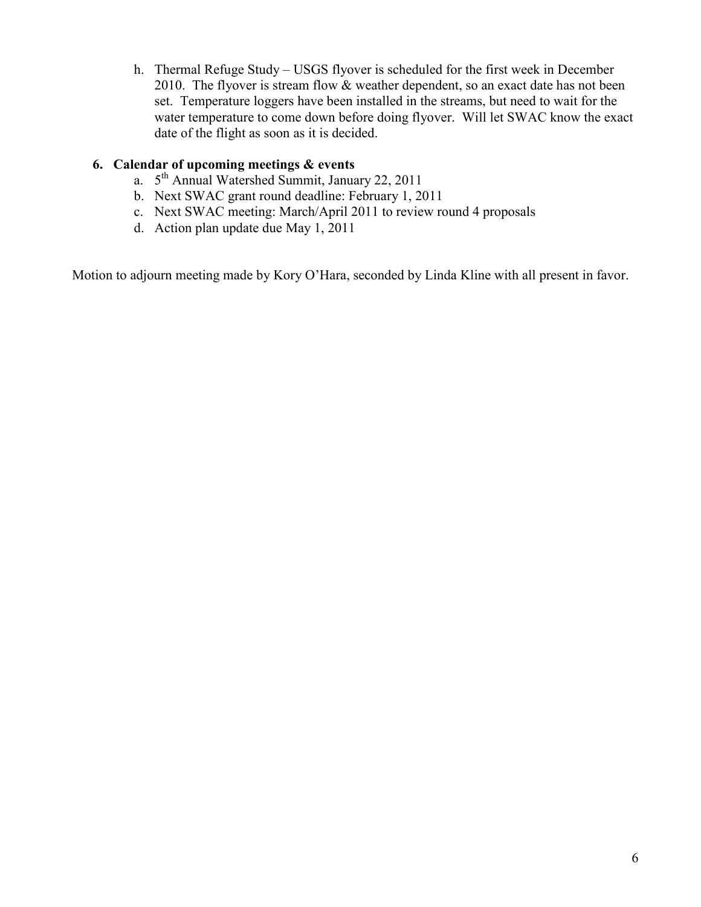h. Thermal Refuge Study – USGS flyover is scheduled for the first week in December 2010. The flyover is stream flow & weather dependent, so an exact date has not been set. Temperature loggers have been installed in the streams, but need to wait for the water temperature to come down before doing flyover. Will let SWAC know the exact date of the flight as soon as it is decided.

**6. Calendar of upcoming meetings & events**

a. 5th Annual Watershed Summit, January 22, 2011
b. Next SWAC grant round deadline: February 1, 2011
c. Next SWAC meeting: March/April 2011 to review round 4 proposals
d. Action plan update due May 1, 2011

Motion to adjourn meeting made by Kory O'Hara, seconded by Linda Kline with all present in favor.